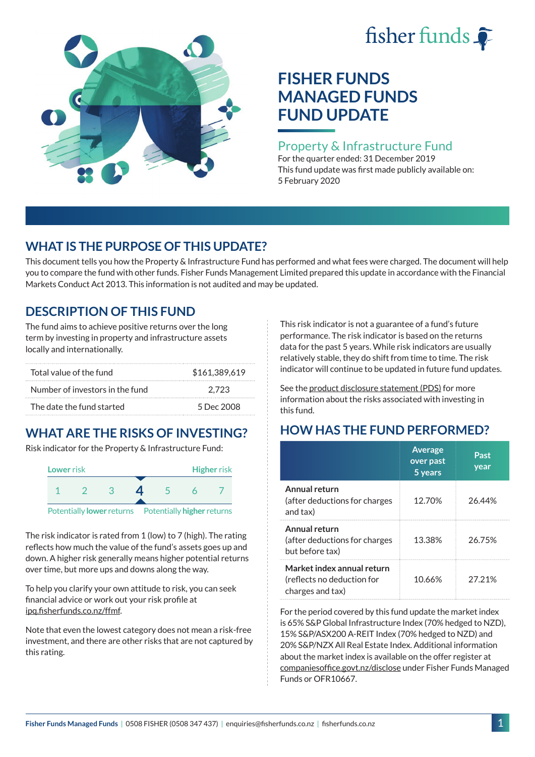# FISHER FUNDS MANAGED FUNDS FUND UPDATE

## Property & Infrastructure Fund

For the quarter ended: 31 December 2019

This fund update was first made publicly available on: 5 February 2020

## WHAT IS THE PURPOSE OF THIS UPDATE?

This document tells you how the Property & Infrastructure Fund has performed and what fees were charged. The document will help you to compare the fund with other funds. Fisher Funds Management Limited prepared this update in accordance with the Financial Markets Conduct Act 2013. This information is not audited and may be updated.

## DESCRIPTION OF THIS FUND

The fund aims to achieve positive returns over the long term by investing in property and infrastructure assets locally and internationally.

| | |
|---|---|
| Total value of the fund | $161,389,619 |
| Number of investors in the fund | 2,723 |
| The date the fund started | 5 Dec 2008 |

## WHAT ARE THE RISKS OF INVESTING?

Risk indicator for the Property & Infrastructure Fund:

Lower risk — Higher risk

1 2 3 **4** 5 6 7

Potentially **lower** returns — Potentially **higher** returns

The risk indicator is rated from 1 (low) to 7 (high). The rating reflects how much the value of the fund's assets goes up and down. A higher risk generally means higher potential returns over time, but more ups and downs along the way.

To help you clarify your own attitude to risk, you can seek financial advice or work out your risk profile at ipq.fisherfunds.co.nz/ffmf.

Note that even the lowest category does not mean a risk-free investment, and there are other risks that are not captured by this rating.

This risk indicator is not a guarantee of a fund's future performance. The risk indicator is based on the returns data for the past 5 years. While risk indicators are usually relatively stable, they do shift from time to time. The risk indicator will continue to be updated in future fund updates.

See the product disclosure statement (PDS) for more information about the risks associated with investing in this fund.

## HOW HAS THE FUND PERFORMED?

| | Average over past 5 years | Past year |
|---|---|---|
| **Annual return** (after deductions for charges and tax) | 12.70% | 26.44% |
| **Annual return** (after deductions for charges but before tax) | 13.38% | 26.75% |
| **Market index annual return** (reflects no deduction for charges and tax) | 10.66% | 27.21% |

For the period covered by this fund update the market index is 65% S&P Global Infrastructure Index (70% hedged to NZD), 15% S&P/ASX200 A-REIT Index (70% hedged to NZD) and 20% S&P/NZX All Real Estate Index. Additional information about the market index is available on the offer register at companiesoffice.govt.nz/disclose under Fisher Funds Managed Funds or OFR10667.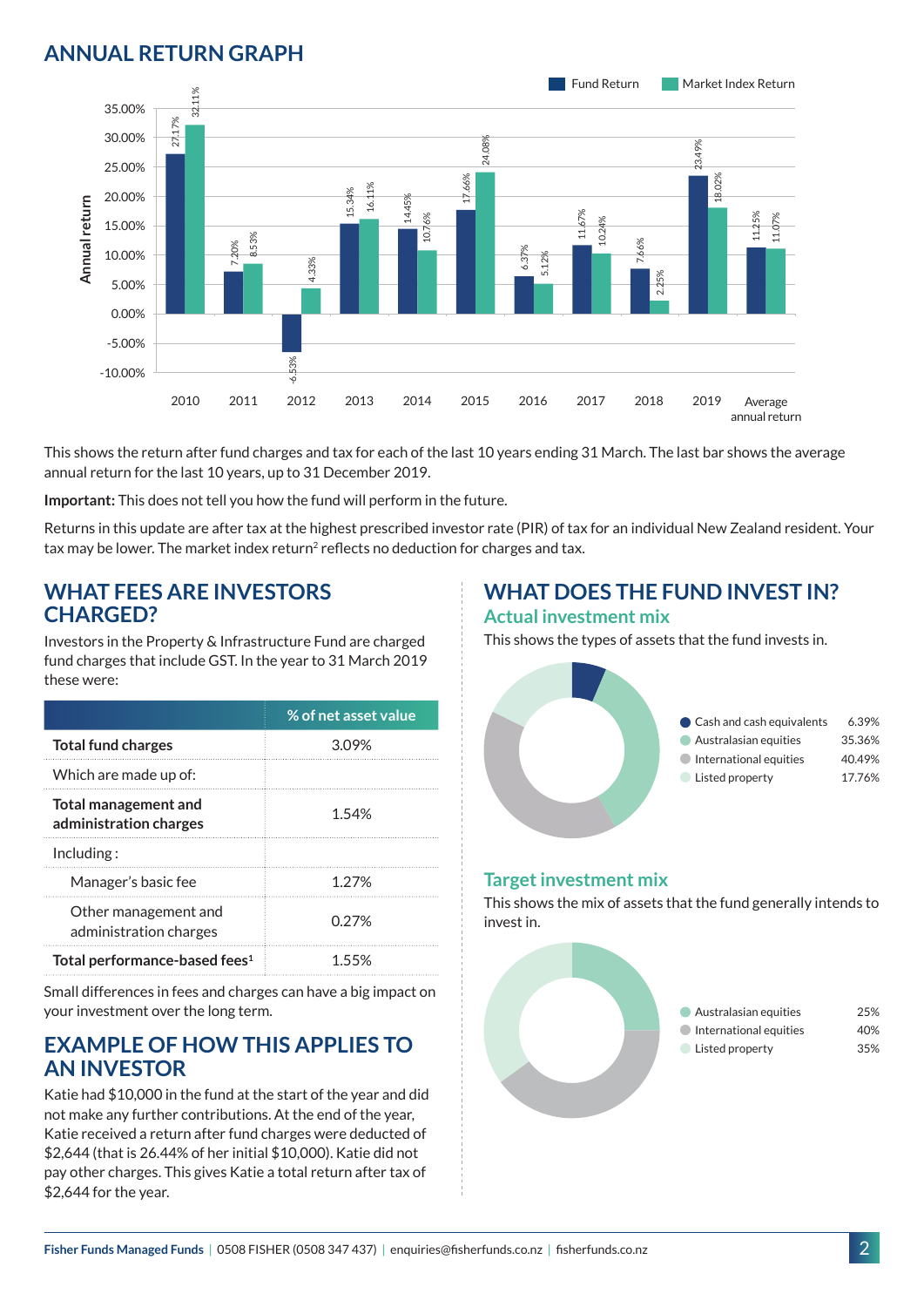## ANNUAL RETURN GRAPH

| Year | Fund Return | Market Index Return |
|---|---|---|
| 2010 | 27.17% | 32.11% |
| 2011 | 7.20% | 8.53% |
| 2012 | -6.53% | 4.33% |
| 2013 | 15.34% | 16.11% |
| 2014 | 14.45% | 10.76% |
| 2015 | 17.66% | 24.08% |
| 2016 | 6.37% | 5.12% |
| 2017 | 11.67% | 10.24% |
| 2018 | 7.66% | 2.25% |
| 2019 | 23.49% | 18.02% |
| Average annual return | 11.25% | 11.07% |

This shows the return after fund charges and tax for each of the last 10 years ending 31 March. The last bar shows the average annual return for the last 10 years, up to 31 December 2019.

**Important:** This does not tell you how the fund will perform in the future.

Returns in this update are after tax at the highest prescribed investor rate (PIR) of tax for an individual New Zealand resident. Your tax may be lower. The market index return[2] reflects no deduction for charges and tax.

## WHAT FEES ARE INVESTORS CHARGED?

Investors in the Property & Infrastructure Fund are charged fund charges that include GST. In the year to 31 March 2019 these were:

| | % of net asset value |
|---|---|
| **Total fund charges** | 3.09% |
| Which are made up of: | |
| **Total management and administration charges** | 1.54% |
| Including: | |
| Manager's basic fee | 1.27% |
| Other management and administration charges | 0.27% |
| **Total performance-based fees[1]** | 1.55% |

Small differences in fees and charges can have a big impact on your investment over the long term.

## EXAMPLE OF HOW THIS APPLIES TO AN INVESTOR

Katie had $10,000 in the fund at the start of the year and did not make any further contributions. At the end of the year, Katie received a return after fund charges were deducted of $2,644 (that is 26.44% of her initial $10,000). Katie did not pay other charges. This gives Katie a total return after tax of $2,644 for the year.

## WHAT DOES THE FUND INVEST IN?

### Actual investment mix

This shows the types of assets that the fund invests in.

| Asset | % |
|---|---|
| Cash and cash equivalents | 6.39% |
| Australasian equities | 35.36% |
| International equities | 40.49% |
| Listed property | 17.76% |

### Target investment mix

This shows the mix of assets that the fund generally intends to invest in.

| Asset | % |
|---|---|
| Australasian equities | 25% |
| International equities | 40% |
| Listed property | 35% |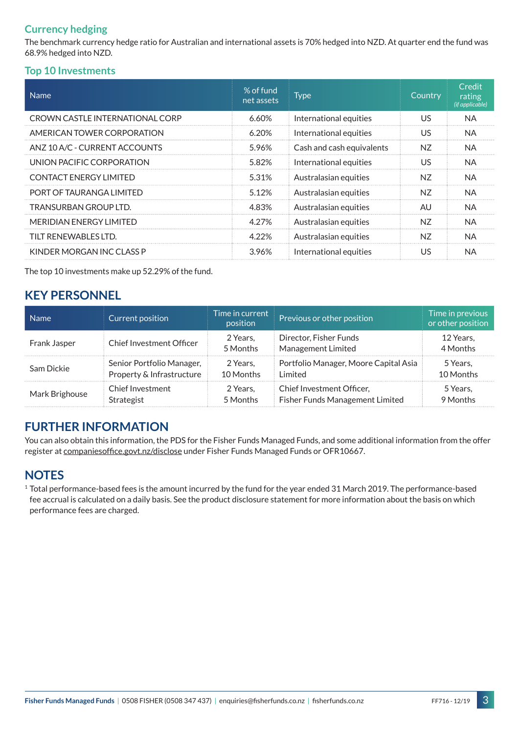## Currency hedging

The benchmark currency hedge ratio for Australian and international assets is 70% hedged into NZD. At quarter end the fund was 68.9% hedged into NZD.

## Top 10 Investments

| Name | % of fund net assets | Type | Country | Credit rating *(if applicable)* |
|---|---|---|---|---|
| CROWN CASTLE INTERNATIONAL CORP | 6.60% | International equities | US | NA |
| AMERICAN TOWER CORPORATION | 6.20% | International equities | US | NA |
| ANZ 10 A/C - CURRENT ACCOUNTS | 5.96% | Cash and cash equivalents | NZ | NA |
| UNION PACIFIC CORPORATION | 5.82% | International equities | US | NA |
| CONTACT ENERGY LIMITED | 5.31% | Australasian equities | NZ | NA |
| PORT OF TAURANGA LIMITED | 5.12% | Australasian equities | NZ | NA |
| TRANSURBAN GROUP LTD. | 4.83% | Australasian equities | AU | NA |
| MERIDIAN ENERGY LIMITED | 4.27% | Australasian equities | NZ | NA |
| TILT RENEWABLES LTD. | 4.22% | Australasian equities | NZ | NA |
| KINDER MORGAN INC CLASS P | 3.96% | International equities | US | NA |

The top 10 investments make up 52.29% of the fund.

# KEY PERSONNEL

| Name | Current position | Time in current position | Previous or other position | Time in previous or other position |
|---|---|---|---|---|
| Frank Jasper | Chief Investment Officer | 2 Years, 5 Months | Director, Fisher Funds Management Limited | 12 Years, 4 Months |
| Sam Dickie | Senior Portfolio Manager, Property & Infrastructure | 2 Years, 10 Months | Portfolio Manager, Moore Capital Asia Limited | 5 Years, 10 Months |
| Mark Brighouse | Chief Investment Strategist | 2 Years, 5 Months | Chief Investment Officer, Fisher Funds Management Limited | 5 Years, 9 Months |

# FURTHER INFORMATION

You can also obtain this information, the PDS for the Fisher Funds Managed Funds, and some additional information from the offer register at companiesoffice.govt.nz/disclose under Fisher Funds Managed Funds or OFR10667.

# NOTES

[1] Total performance-based fees is the amount incurred by the fund for the year ended 31 March 2019. The performance-based fee accrual is calculated on a daily basis. See the product disclosure statement for more information about the basis on which performance fees are charged.